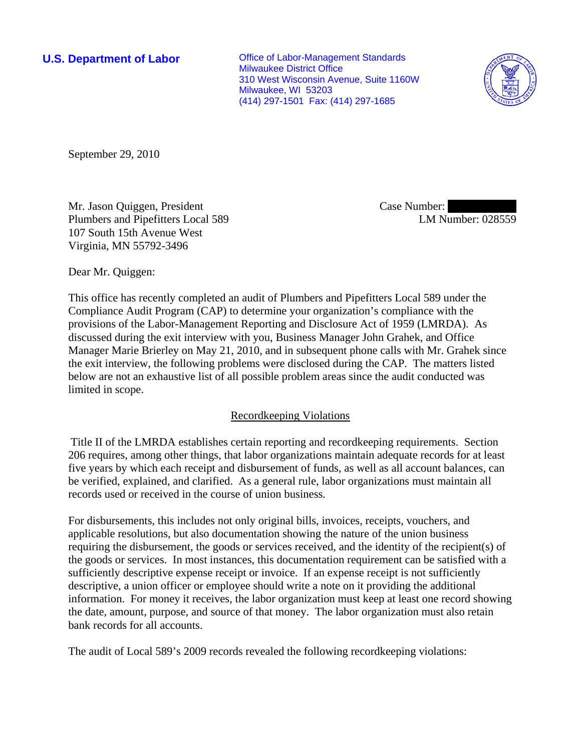**U.S. Department of Labor**

Office of Labor-Management Standards
Milwaukee District Office
310 West Wisconsin Avenue, Suite 1160W
Milwaukee, WI 53203
(414) 297-1501 Fax: (414) 297-1685

September 29, 2010

Mr. Jason Quiggen, President
Plumbers and Pipefitters Local 589
107 South 15th Avenue West
Virginia, MN 55792-3496

Case Number:
LM Number: 028559

Dear Mr. Quiggen:

This office has recently completed an audit of Plumbers and Pipefitters Local 589 under the Compliance Audit Program (CAP) to determine your organization's compliance with the provisions of the Labor-Management Reporting and Disclosure Act of 1959 (LMRDA). As discussed during the exit interview with you, Business Manager John Grahek, and Office Manager Marie Brierley on May 21, 2010, and in subsequent phone calls with Mr. Grahek since the exit interview, the following problems were disclosed during the CAP. The matters listed below are not an exhaustive list of all possible problem areas since the audit conducted was limited in scope.

## Recordkeeping Violations

Title II of the LMRDA establishes certain reporting and recordkeeping requirements. Section 206 requires, among other things, that labor organizations maintain adequate records for at least five years by which each receipt and disbursement of funds, as well as all account balances, can be verified, explained, and clarified. As a general rule, labor organizations must maintain all records used or received in the course of union business.

For disbursements, this includes not only original bills, invoices, receipts, vouchers, and applicable resolutions, but also documentation showing the nature of the union business requiring the disbursement, the goods or services received, and the identity of the recipient(s) of the goods or services. In most instances, this documentation requirement can be satisfied with a sufficiently descriptive expense receipt or invoice. If an expense receipt is not sufficiently descriptive, a union officer or employee should write a note on it providing the additional information. For money it receives, the labor organization must keep at least one record showing the date, amount, purpose, and source of that money. The labor organization must also retain bank records for all accounts.

The audit of Local 589's 2009 records revealed the following recordkeeping violations: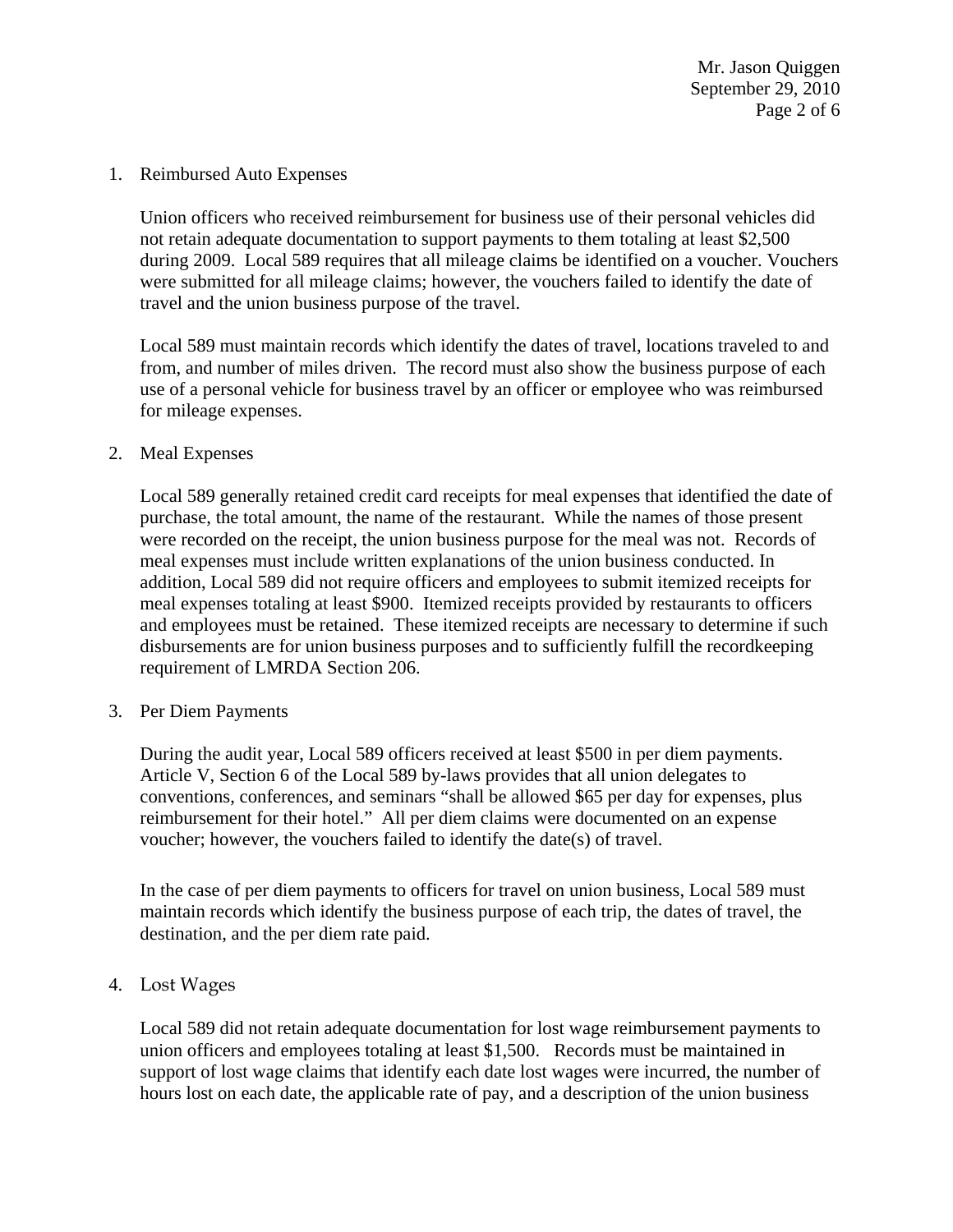1. Reimbursed Auto Expenses

   Union officers who received reimbursement for business use of their personal vehicles did not retain adequate documentation to support payments to them totaling at least $2,500 during 2009. Local 589 requires that all mileage claims be identified on a voucher. Vouchers were submitted for all mileage claims; however, the vouchers failed to identify the date of travel and the union business purpose of the travel.

   Local 589 must maintain records which identify the dates of travel, locations traveled to and from, and number of miles driven. The record must also show the business purpose of each use of a personal vehicle for business travel by an officer or employee who was reimbursed for mileage expenses.

2. Meal Expenses

   Local 589 generally retained credit card receipts for meal expenses that identified the date of purchase, the total amount, the name of the restaurant. While the names of those present were recorded on the receipt, the union business purpose for the meal was not. Records of meal expenses must include written explanations of the union business conducted. In addition, Local 589 did not require officers and employees to submit itemized receipts for meal expenses totaling at least $900. Itemized receipts provided by restaurants to officers and employees must be retained. These itemized receipts are necessary to determine if such disbursements are for union business purposes and to sufficiently fulfill the recordkeeping requirement of LMRDA Section 206.

3. Per Diem Payments

   During the audit year, Local 589 officers received at least $500 in per diem payments. Article V, Section 6 of the Local 589 by-laws provides that all union delegates to conventions, conferences, and seminars "shall be allowed $65 per day for expenses, plus reimbursement for their hotel." All per diem claims were documented on an expense voucher; however, the vouchers failed to identify the date(s) of travel.

   In the case of per diem payments to officers for travel on union business, Local 589 must maintain records which identify the business purpose of each trip, the dates of travel, the destination, and the per diem rate paid.

4. Lost Wages

   Local 589 did not retain adequate documentation for lost wage reimbursement payments to union officers and employees totaling at least $1,500. Records must be maintained in support of lost wage claims that identify each date lost wages were incurred, the number of hours lost on each date, the applicable rate of pay, and a description of the union business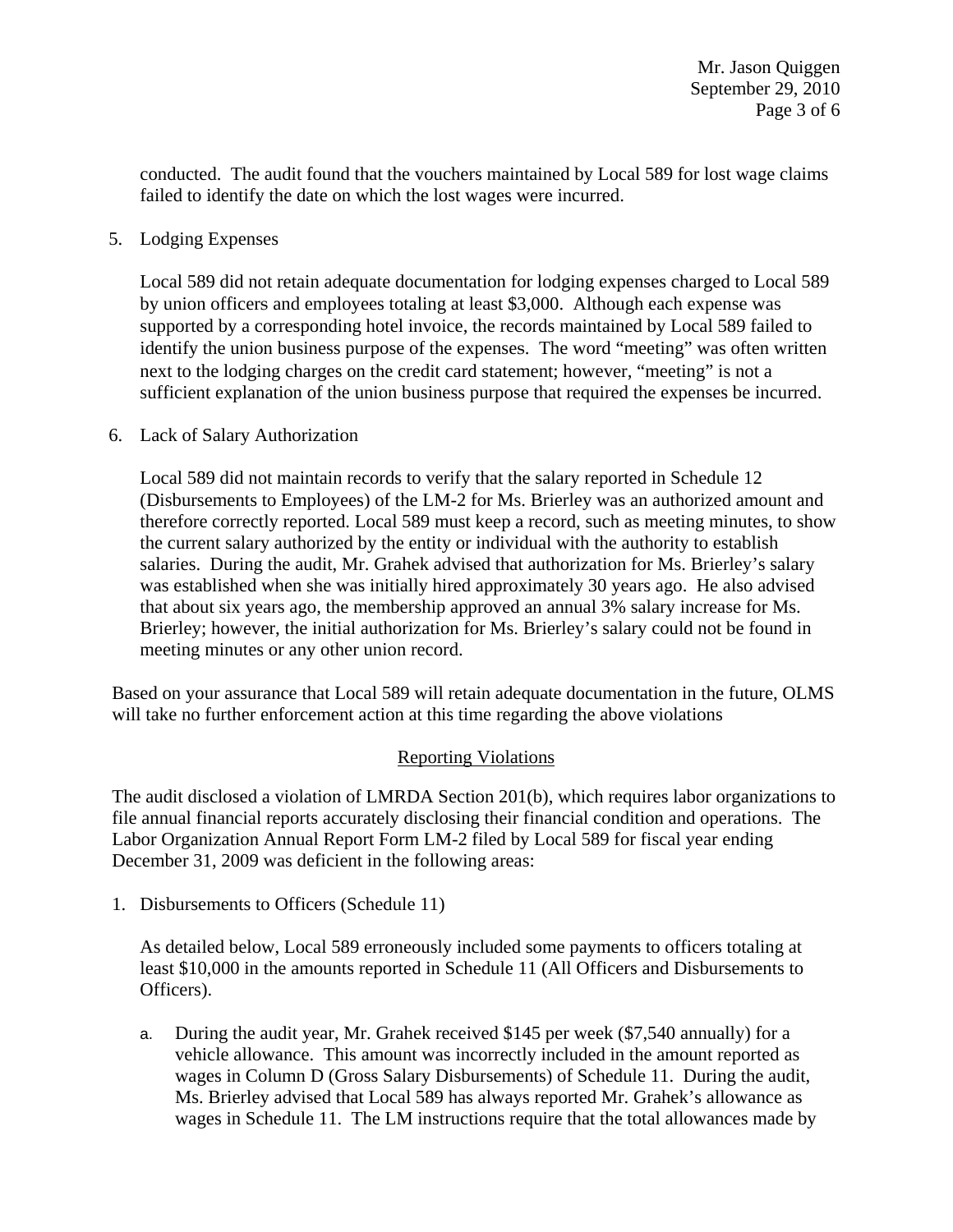conducted. The audit found that the vouchers maintained by Local 589 for lost wage claims failed to identify the date on which the lost wages were incurred.

5. Lodging Expenses

   Local 589 did not retain adequate documentation for lodging expenses charged to Local 589 by union officers and employees totaling at least $3,000. Although each expense was supported by a corresponding hotel invoice, the records maintained by Local 589 failed to identify the union business purpose of the expenses. The word "meeting" was often written next to the lodging charges on the credit card statement; however, "meeting" is not a sufficient explanation of the union business purpose that required the expenses be incurred.

6. Lack of Salary Authorization

   Local 589 did not maintain records to verify that the salary reported in Schedule 12 (Disbursements to Employees) of the LM-2 for Ms. Brierley was an authorized amount and therefore correctly reported. Local 589 must keep a record, such as meeting minutes, to show the current salary authorized by the entity or individual with the authority to establish salaries. During the audit, Mr. Grahek advised that authorization for Ms. Brierley's salary was established when she was initially hired approximately 30 years ago. He also advised that about six years ago, the membership approved an annual 3% salary increase for Ms. Brierley; however, the initial authorization for Ms. Brierley's salary could not be found in meeting minutes or any other union record.

Based on your assurance that Local 589 will retain adequate documentation in the future, OLMS will take no further enforcement action at this time regarding the above violations

## Reporting Violations

The audit disclosed a violation of LMRDA Section 201(b), which requires labor organizations to file annual financial reports accurately disclosing their financial condition and operations. The Labor Organization Annual Report Form LM-2 filed by Local 589 for fiscal year ending December 31, 2009 was deficient in the following areas:

1. Disbursements to Officers (Schedule 11)

   As detailed below, Local 589 erroneously included some payments to officers totaling at least $10,000 in the amounts reported in Schedule 11 (All Officers and Disbursements to Officers).

   a. During the audit year, Mr. Grahek received $145 per week ($7,540 annually) for a vehicle allowance. This amount was incorrectly included in the amount reported as wages in Column D (Gross Salary Disbursements) of Schedule 11. During the audit, Ms. Brierley advised that Local 589 has always reported Mr. Grahek's allowance as wages in Schedule 11. The LM instructions require that the total allowances made by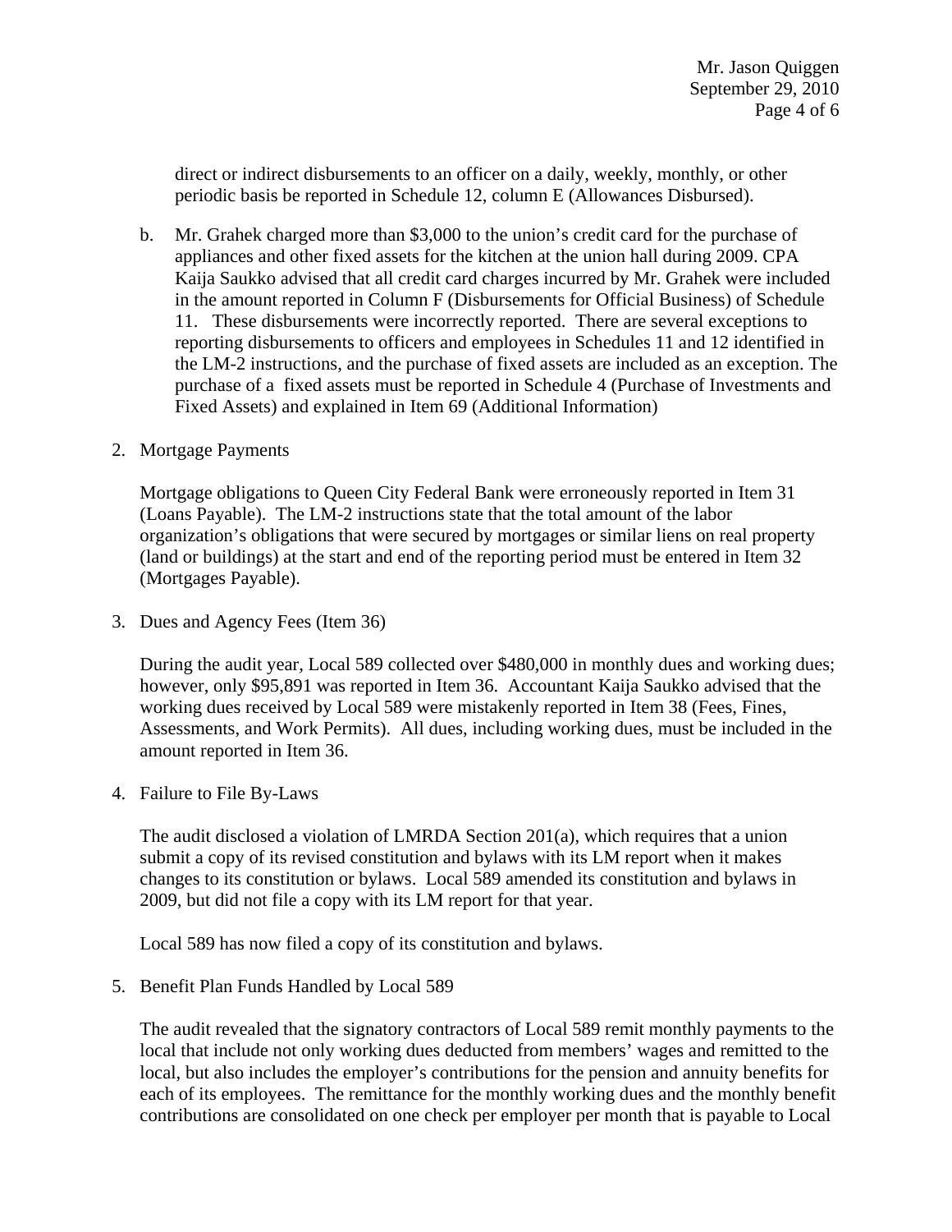direct or indirect disbursements to an officer on a daily, weekly, monthly, or other periodic basis be reported in Schedule 12, column E (Allowances Disbursed).

b. Mr. Grahek charged more than $3,000 to the union's credit card for the purchase of appliances and other fixed assets for the kitchen at the union hall during 2009. CPA Kaija Saukko advised that all credit card charges incurred by Mr. Grahek were included in the amount reported in Column F (Disbursements for Official Business) of Schedule 11. These disbursements were incorrectly reported. There are several exceptions to reporting disbursements to officers and employees in Schedules 11 and 12 identified in the LM-2 instructions, and the purchase of fixed assets are included as an exception. The purchase of a fixed assets must be reported in Schedule 4 (Purchase of Investments and Fixed Assets) and explained in Item 69 (Additional Information)

2. Mortgage Payments

   Mortgage obligations to Queen City Federal Bank were erroneously reported in Item 31 (Loans Payable). The LM-2 instructions state that the total amount of the labor organization's obligations that were secured by mortgages or similar liens on real property (land or buildings) at the start and end of the reporting period must be entered in Item 32 (Mortgages Payable).

3. Dues and Agency Fees (Item 36)

   During the audit year, Local 589 collected over $480,000 in monthly dues and working dues; however, only $95,891 was reported in Item 36. Accountant Kaija Saukko advised that the working dues received by Local 589 were mistakenly reported in Item 38 (Fees, Fines, Assessments, and Work Permits). All dues, including working dues, must be included in the amount reported in Item 36.

4. Failure to File By-Laws

   The audit disclosed a violation of LMRDA Section 201(a), which requires that a union submit a copy of its revised constitution and bylaws with its LM report when it makes changes to its constitution or bylaws. Local 589 amended its constitution and bylaws in 2009, but did not file a copy with its LM report for that year.

   Local 589 has now filed a copy of its constitution and bylaws.

5. Benefit Plan Funds Handled by Local 589

   The audit revealed that the signatory contractors of Local 589 remit monthly payments to the local that include not only working dues deducted from members' wages and remitted to the local, but also includes the employer's contributions for the pension and annuity benefits for each of its employees. The remittance for the monthly working dues and the monthly benefit contributions are consolidated on one check per employer per month that is payable to Local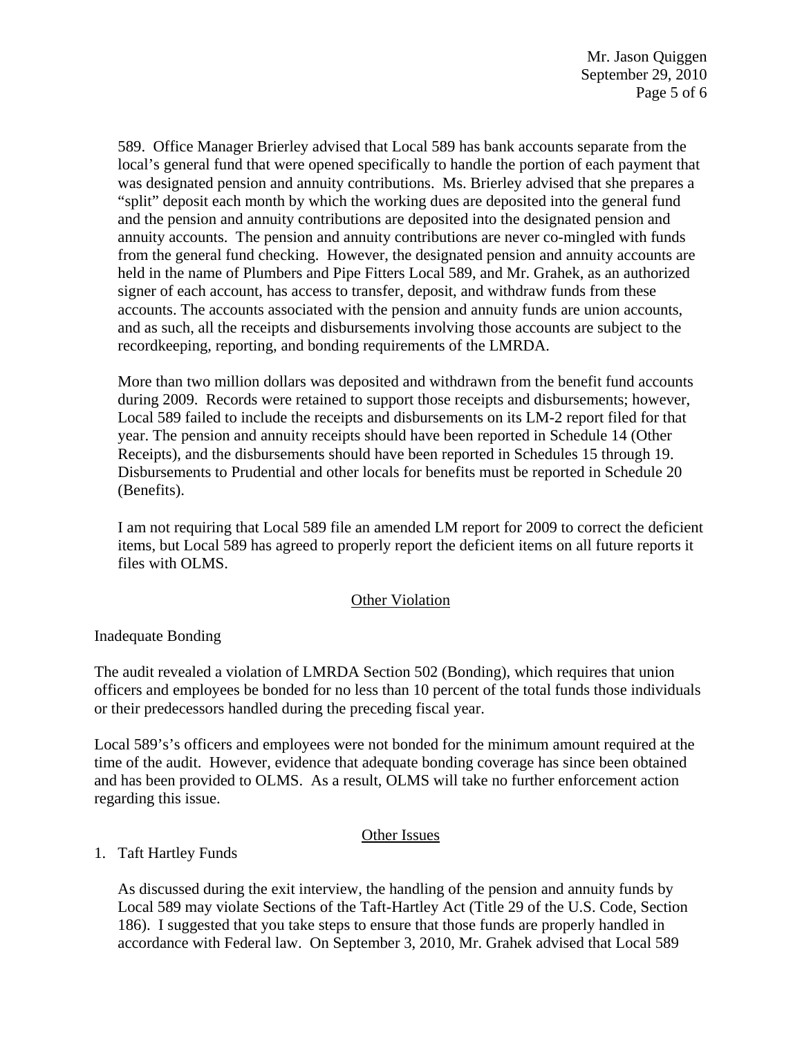589. Office Manager Brierley advised that Local 589 has bank accounts separate from the local's general fund that were opened specifically to handle the portion of each payment that was designated pension and annuity contributions. Ms. Brierley advised that she prepares a "split" deposit each month by which the working dues are deposited into the general fund and the pension and annuity contributions are deposited into the designated pension and annuity accounts. The pension and annuity contributions are never co-mingled with funds from the general fund checking. However, the designated pension and annuity accounts are held in the name of Plumbers and Pipe Fitters Local 589, and Mr. Grahek, as an authorized signer of each account, has access to transfer, deposit, and withdraw funds from these accounts. The accounts associated with the pension and annuity funds are union accounts, and as such, all the receipts and disbursements involving those accounts are subject to the recordkeeping, reporting, and bonding requirements of the LMRDA.

More than two million dollars was deposited and withdrawn from the benefit fund accounts during 2009. Records were retained to support those receipts and disbursements; however, Local 589 failed to include the receipts and disbursements on its LM-2 report filed for that year. The pension and annuity receipts should have been reported in Schedule 14 (Other Receipts), and the disbursements should have been reported in Schedules 15 through 19. Disbursements to Prudential and other locals for benefits must be reported in Schedule 20 (Benefits).

I am not requiring that Local 589 file an amended LM report for 2009 to correct the deficient items, but Local 589 has agreed to properly report the deficient items on all future reports it files with OLMS.

## Other Violation

Inadequate Bonding

The audit revealed a violation of LMRDA Section 502 (Bonding), which requires that union officers and employees be bonded for no less than 10 percent of the total funds those individuals or their predecessors handled during the preceding fiscal year.

Local 589's's officers and employees were not bonded for the minimum amount required at the time of the audit. However, evidence that adequate bonding coverage has since been obtained and has been provided to OLMS. As a result, OLMS will take no further enforcement action regarding this issue.

## Other Issues

1. Taft Hartley Funds

   As discussed during the exit interview, the handling of the pension and annuity funds by Local 589 may violate Sections of the Taft-Hartley Act (Title 29 of the U.S. Code, Section 186). I suggested that you take steps to ensure that those funds are properly handled in accordance with Federal law. On September 3, 2010, Mr. Grahek advised that Local 589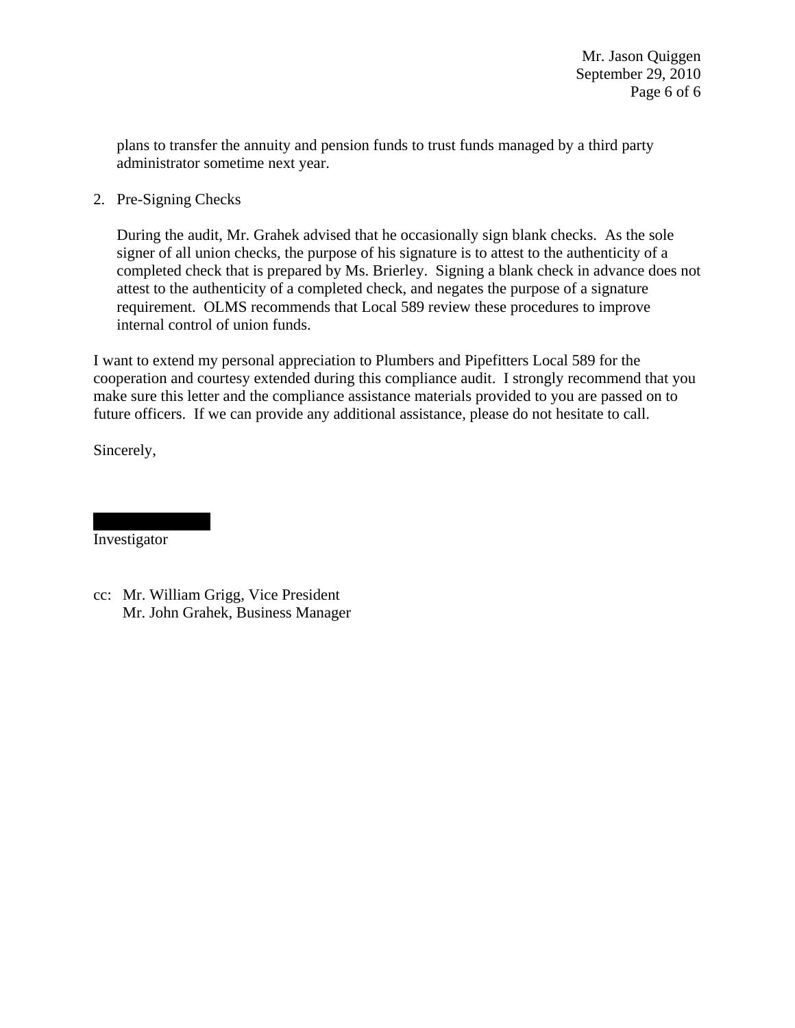plans to transfer the annuity and pension funds to trust funds managed by a third party administrator sometime next year.

2. Pre-Signing Checks

   During the audit, Mr. Grahek advised that he occasionally sign blank checks. As the sole signer of all union checks, the purpose of his signature is to attest to the authenticity of a completed check that is prepared by Ms. Brierley. Signing a blank check in advance does not attest to the authenticity of a completed check, and negates the purpose of a signature requirement. OLMS recommends that Local 589 review these procedures to improve internal control of union funds.

I want to extend my personal appreciation to Plumbers and Pipefitters Local 589 for the cooperation and courtesy extended during this compliance audit. I strongly recommend that you make sure this letter and the compliance assistance materials provided to you are passed on to future officers. If we can provide any additional assistance, please do not hesitate to call.

Sincerely,

Investigator

cc: Mr. William Grigg, Vice President
    Mr. John Grahek, Business Manager